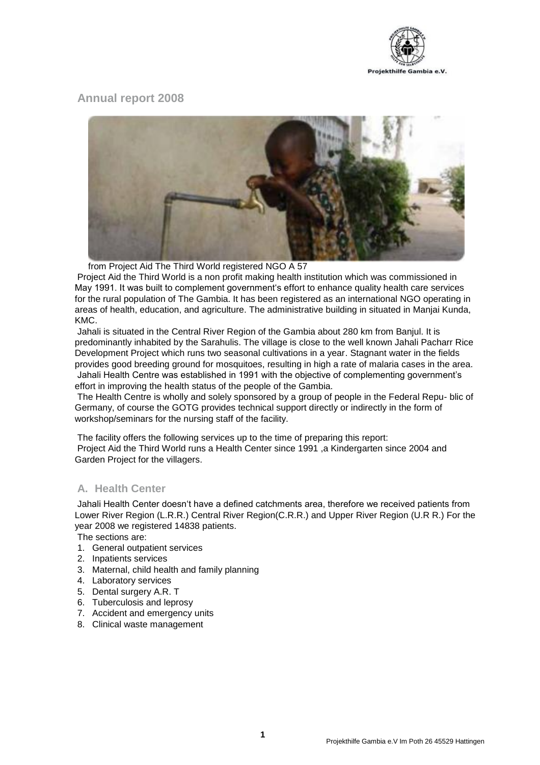# Annual report 2008

from Project Aid The Third World registered NGO A 57

Project Aid the Third World is a non profit making health institution which was commissioned in May 1991. It was built to complement government's effort to enhance quality health care services for the rural population of The Gambia. It has been registered as an international NGO operating in areas of health, education, and agriculture. The administrative building in situated in Manjai Kunda, KMC.

Jahali is situated in the Central River Region of the Gambia about 280 km from Banjul. It is predominantly inhabited by the Sarahulis. The village is close to the well known Jahali Pacharr Rice Development Project which runs two seasonal cultivations in a year. Stagnant water in the fields provides good breeding ground for mosquitoes, resulting in high a rate of malaria cases in the area. Jahali Health Centre was established in 1991 with the objective of complementing government's effort in improving the health status of the people of the Gambia.

The Health Centre is wholly and solely sponsored by a group of people in the Federal Repu- blic of Germany, of course the GOTG provides technical support directly or indirectly in the form of workshop/seminars for the nursing staff of the facility.

The facility offers the following services up to the time of preparing this report:
Project Aid the Third World runs a Health Center since 1991 ,a Kindergarten since 2004 and Garden Project for the villagers.

## A. Health Center

Jahali Health Center doesn't have a defined catchments area, therefore we received patients from Lower River Region (L.R.R.) Central River Region(C.R.R.) and Upper River Region (U.R R.) For the year 2008 we registered 14838 patients.

The sections are:

1. General outpatient services
2. Inpatients services
3. Maternal, child health and family planning
4. Laboratory services
5. Dental surgery A.R. T
6. Tuberculosis and leprosy
7. Accident and emergency units
8. Clinical waste management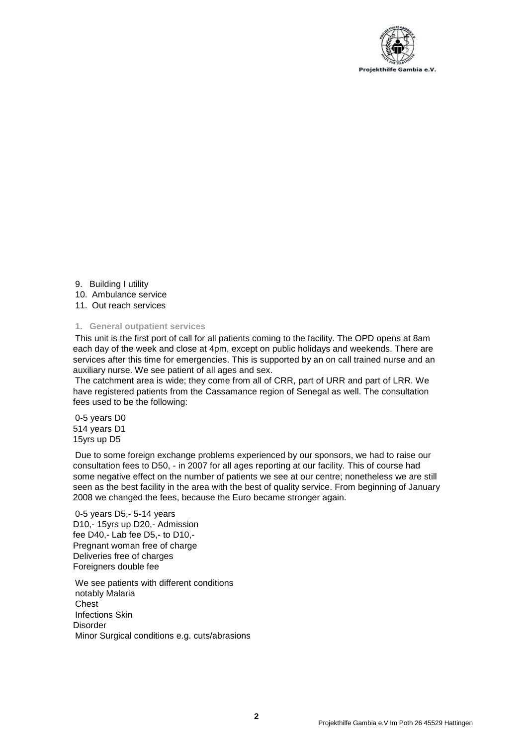9. Building I utility
10. Ambulance service
11. Out reach services

## 1. General outpatient services

This unit is the first port of call for all patients coming to the facility. The OPD opens at 8am each day of the week and close at 4pm, except on public holidays and weekends. There are services after this time for emergencies. This is supported by an on call trained nurse and an auxiliary nurse. We see patient of all ages and sex.

The catchment area is wide; they come from all of CRR, part of URR and part of LRR. We have registered patients from the Cassamance region of Senegal as well. The consultation fees used to be the following:

0-5 years D0
514 years D1
15yrs up D5

Due to some foreign exchange problems experienced by our sponsors, we had to raise our consultation fees to D50, - in 2007 for all ages reporting at our facility. This of course had some negative effect on the number of patients we see at our centre; nonetheless we are still seen as the best facility in the area with the best of quality service. From beginning of January 2008 we changed the fees, because the Euro became stronger again.

0-5 years D5,- 5-14 years
D10,- 15yrs up D20,- Admission
fee D40,- Lab fee D5,- to D10,-
Pregnant woman free of charge
Deliveries free of charges
Foreigners double fee

We see patients with different conditions
notably Malaria
Chest
Infections Skin
Disorder
Minor Surgical conditions e.g. cuts/abrasions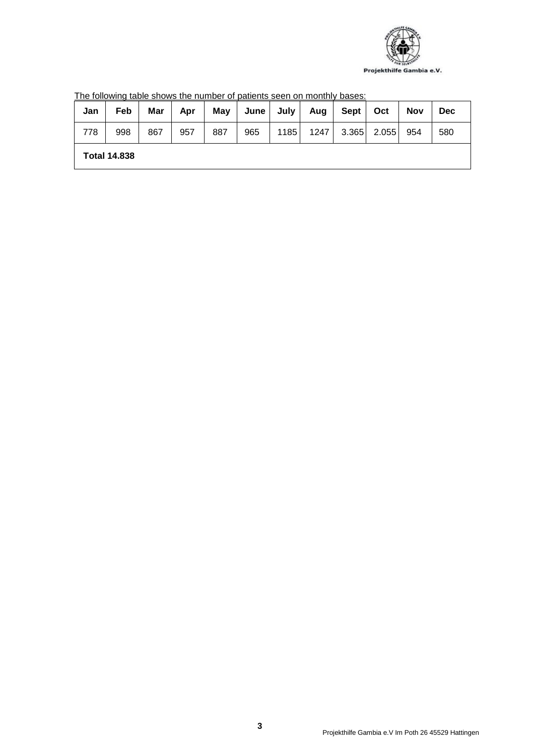<u>The following table shows the number of patients seen on monthly bases:</u>

| Jan | Feb | Mar | Apr | May | June | July | Aug | Sept | Oct | Nov | Dec |
|---|---|---|---|---|---|---|---|---|---|---|---|
| 778 | 998 | 867 | 957 | 887 | 965 | 1185 | 1247 | 3.365 | 2.055 | 954 | 580 |
| **Total 14.838** | | | | | | | | | | | |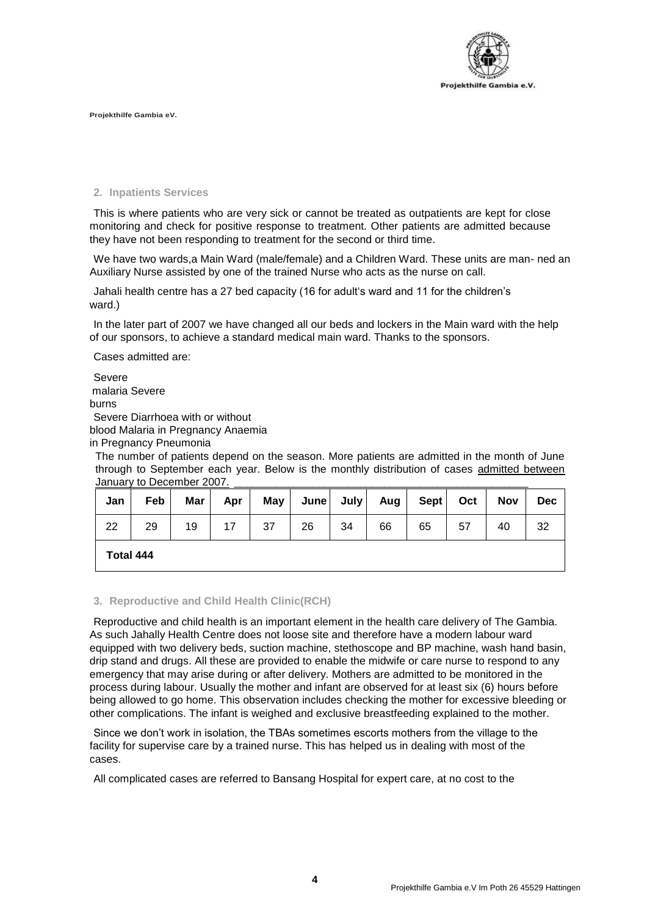## 2. Inpatients Services

This is where patients who are very sick or cannot be treated as outpatients are kept for close monitoring and check for positive response to treatment. Other patients are admitted because they have not been responding to treatment for the second or third time.

We have two wards,a Main Ward (male/female) and a Children Ward. These units are man- ned an Auxiliary Nurse assisted by one of the trained Nurse who acts as the nurse on call.

Jahali health centre has a 27 bed capacity (16 for adult's ward and 11 for the children's ward.)

In the later part of 2007 we have changed all our beds and lockers in the Main ward with the help of our sponsors, to achieve a standard medical main ward. Thanks to the sponsors.

Cases admitted are:

Severe
malaria Severe
burns
Severe Diarrhoea with or without
blood Malaria in Pregnancy Anaemia
in Pregnancy Pneumonia

The number of patients depend on the season. More patients are admitted in the month of June through to September each year. Below is the monthly distribution of cases admitted between January to December 2007.

| Jan | Feb | Mar | Apr | May | June | July | Aug | Sept | Oct | Nov | Dec |
|---|---|---|---|---|---|---|---|---|---|---|---|
| 22 | 29 | 19 | 17 | 37 | 26 | 34 | 66 | 65 | 57 | 40 | 32 |
| **Total 444** | | | | | | | | | | | |

## 3. Reproductive and Child Health Clinic(RCH)

Reproductive and child health is an important element in the health care delivery of The Gambia. As such Jahally Health Centre does not loose site and therefore have a modern labour ward equipped with two delivery beds, suction machine, stethoscope and BP machine, wash hand basin, drip stand and drugs. All these are provided to enable the midwife or care nurse to respond to any emergency that may arise during or after delivery. Mothers are admitted to be monitored in the process during labour. Usually the mother and infant are observed for at least six (6) hours before being allowed to go home. This observation includes checking the mother for excessive bleeding or other complications. The infant is weighed and exclusive breastfeeding explained to the mother.

Since we don't work in isolation, the TBAs sometimes escorts mothers from the village to the facility for supervise care by a trained nurse. This has helped us in dealing with most of the cases.

All complicated cases are referred to Bansang Hospital for expert care, at no cost to the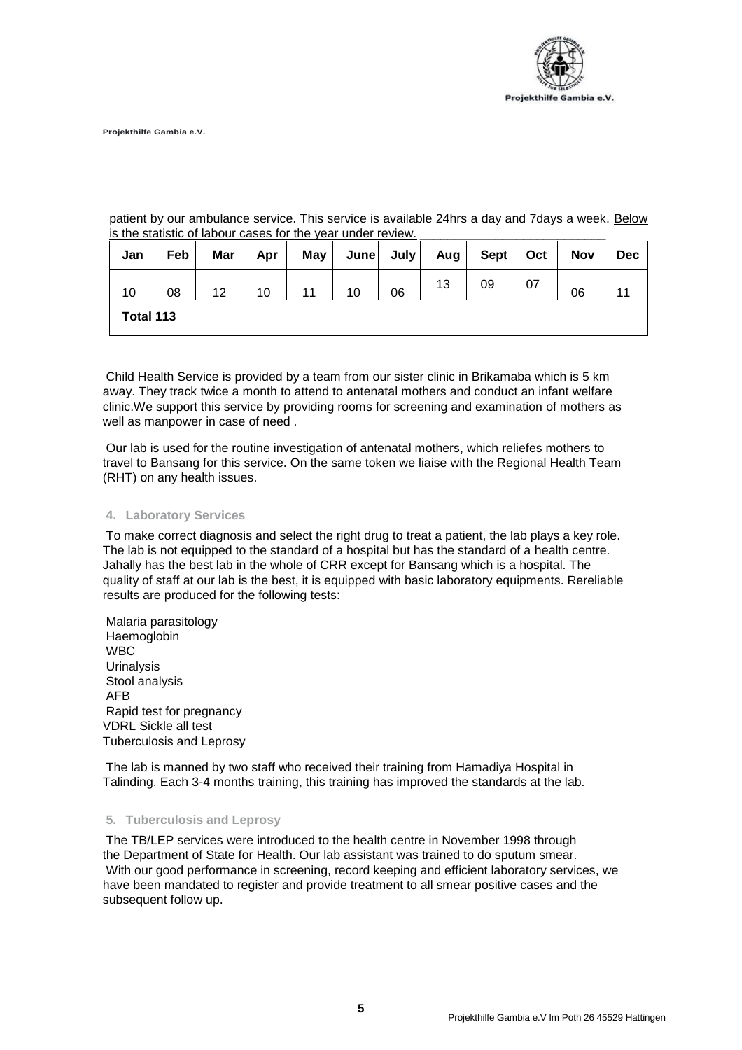patient by our ambulance service. This service is available 24hrs a day and 7days a week. Below is the statistic of labour cases for the year under review.

| Jan | Feb | Mar | Apr | May | June | July | Aug | Sept | Oct | Nov | Dec |
|---|---|---|---|---|---|---|---|---|---|---|---|
| 10 | 08 | 12 | 10 | 11 | 10 | 06 | 13 | 09 | 07 | 06 | 11 |
| **Total 113** | | | | | | | | | | | |

Child Health Service is provided by a team from our sister clinic in Brikamaba which is 5 km away. They track twice a month to attend to antenatal mothers and conduct an infant welfare clinic.We support this service by providing rooms for screening and examination of mothers as well as manpower in case of need .

Our lab is used for the routine investigation of antenatal mothers, which reliefes mothers to travel to Bansang for this service. On the same token we liaise with the Regional Health Team (RHT) on any health issues.

#### 4. Laboratory Services

To make correct diagnosis and select the right drug to treat a patient, the lab plays a key role. The lab is not equipped to the standard of a hospital but has the standard of a health centre. Jahally has the best lab in the whole of CRR except for Bansang which is a hospital. The quality of staff at our lab is the best, it is equipped with basic laboratory equipments. Rereliable results are produced for the following tests:

Malaria parasitology
Haemoglobin
WBC
Urinalysis
Stool analysis
AFB
Rapid test for pregnancy
VDRL Sickle all test
Tuberculosis and Leprosy

The lab is manned by two staff who received their training from Hamadiya Hospital in Talinding. Each 3-4 months training, this training has improved the standards at the lab.

#### 5. Tuberculosis and Leprosy

The TB/LEP services were introduced to the health centre in November 1998 through the Department of State for Health. Our lab assistant was trained to do sputum smear. With our good performance in screening, record keeping and efficient laboratory services, we have been mandated to register and provide treatment to all smear positive cases and the subsequent follow up.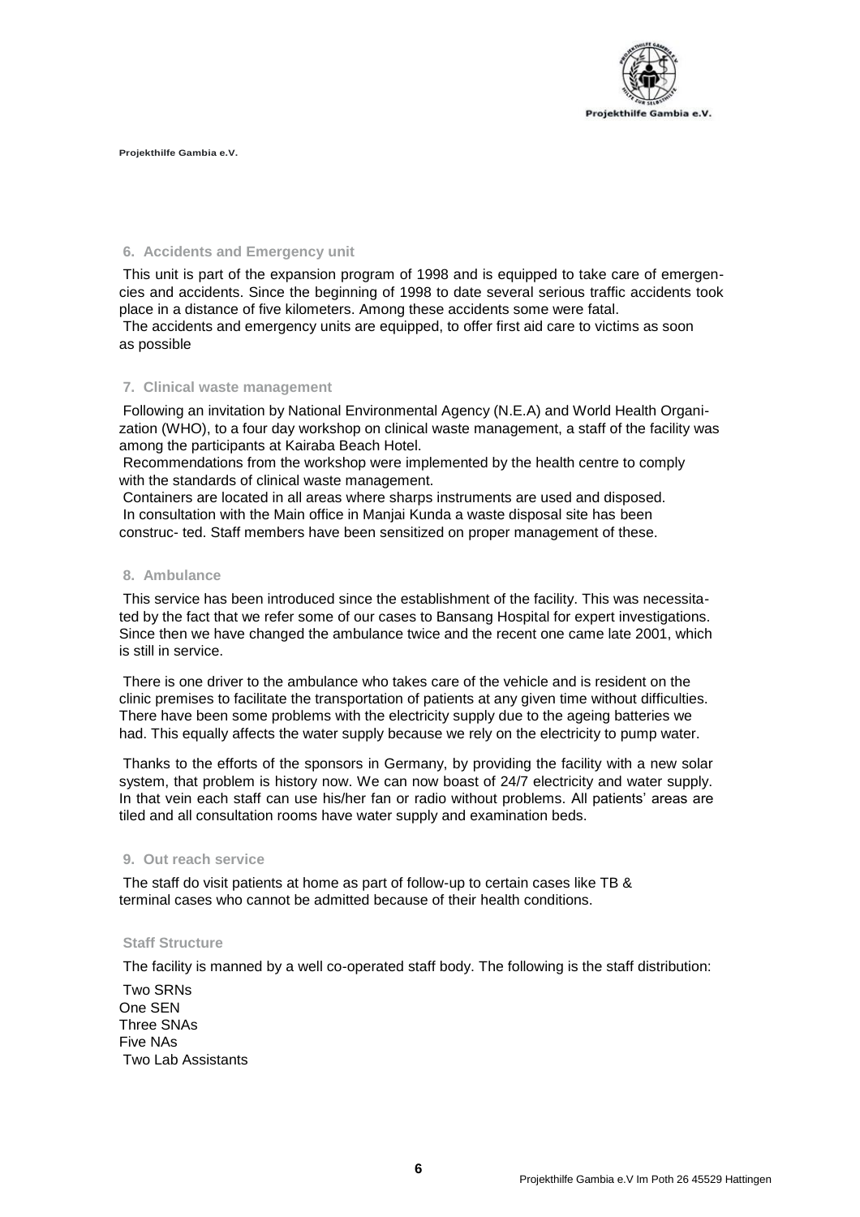## 6. Accidents and Emergency unit

This unit is part of the expansion program of 1998 and is equipped to take care of emergencies and accidents. Since the beginning of 1998 to date several serious traffic accidents took place in a distance of five kilometers. Among these accidents some were fatal.

The accidents and emergency units are equipped, to offer first aid care to victims as soon as possible

## 7. Clinical waste management

Following an invitation by National Environmental Agency (N.E.A) and World Health Organization (WHO), to a four day workshop on clinical waste management, a staff of the facility was among the participants at Kairaba Beach Hotel.

Recommendations from the workshop were implemented by the health centre to comply with the standards of clinical waste management.

Containers are located in all areas where sharps instruments are used and disposed.

In consultation with the Main office in Manjai Kunda a waste disposal site has been construc- ted. Staff members have been sensitized on proper management of these.

## 8. Ambulance

This service has been introduced since the establishment of the facility. This was necessitated by the fact that we refer some of our cases to Bansang Hospital for expert investigations. Since then we have changed the ambulance twice and the recent one came late 2001, which is still in service.

There is one driver to the ambulance who takes care of the vehicle and is resident on the clinic premises to facilitate the transportation of patients at any given time without difficulties. There have been some problems with the electricity supply due to the ageing batteries we had. This equally affects the water supply because we rely on the electricity to pump water.

Thanks to the efforts of the sponsors in Germany, by providing the facility with a new solar system, that problem is history now. We can now boast of 24/7 electricity and water supply. In that vein each staff can use his/her fan or radio without problems. All patients' areas are tiled and all consultation rooms have water supply and examination beds.

## 9. Out reach service

The staff do visit patients at home as part of follow-up to certain cases like TB & terminal cases who cannot be admitted because of their health conditions.

## Staff Structure

The facility is manned by a well co-operated staff body. The following is the staff distribution:

Two SRNs  
One SEN  
Three SNAs  
Five NAs  
Two Lab Assistants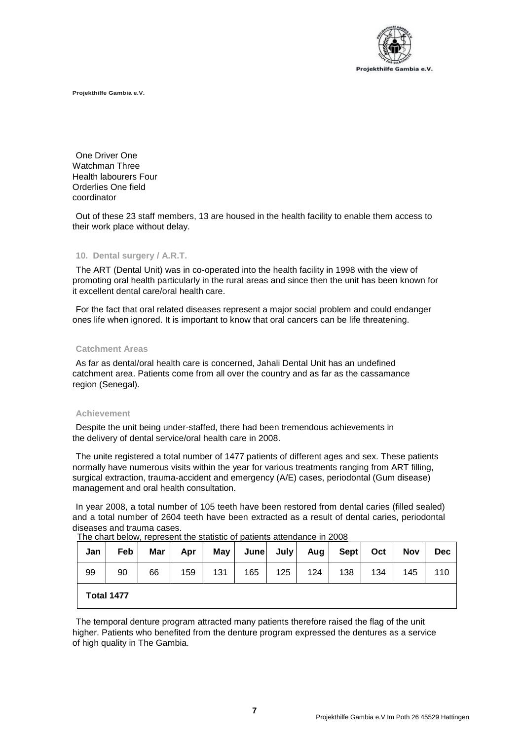One Driver One Watchman Three Health labourers Four Orderlies One field coordinator

Out of these 23 staff members, 13 are housed in the health facility to enable them access to their work place without delay.

### 10. Dental surgery / A.R.T.

The ART (Dental Unit) was in co-operated into the health facility in 1998 with the view of promoting oral health particularly in the rural areas and since then the unit has been known for it excellent dental care/oral health care.

For the fact that oral related diseases represent a major social problem and could endanger ones life when ignored. It is important to know that oral cancers can be life threatening.

### Catchment Areas

As far as dental/oral health care is concerned, Jahali Dental Unit has an undefined catchment area. Patients come from all over the country and as far as the cassamance region (Senegal).

### Achievement

Despite the unit being under-staffed, there had been tremendous achievements in the delivery of dental service/oral health care in 2008.

The unite registered a total number of 1477 patients of different ages and sex. These patients normally have numerous visits within the year for various treatments ranging from ART filling, surgical extraction, trauma-accident and emergency (A/E) cases, periodontal (Gum disease) management and oral health consultation.

In year 2008, a total number of 105 teeth have been restored from dental caries (filled sealed) and a total number of 2604 teeth have been extracted as a result of dental caries, periodontal diseases and trauma cases.

The chart below, represent the statistic of patients attendance in 2008

| Jan | Feb | Mar | Apr | May | June | July | Aug | Sept | Oct | Nov | Dec |
|---|---|---|---|---|---|---|---|---|---|---|---|
| 99 | 90 | 66 | 159 | 131 | 165 | 125 | 124 | 138 | 134 | 145 | 110 |
| **Total 1477** | | | | | | | | | | | |

The temporal denture program attracted many patients therefore raised the flag of the unit higher. Patients who benefited from the denture program expressed the dentures as a service of high quality in The Gambia.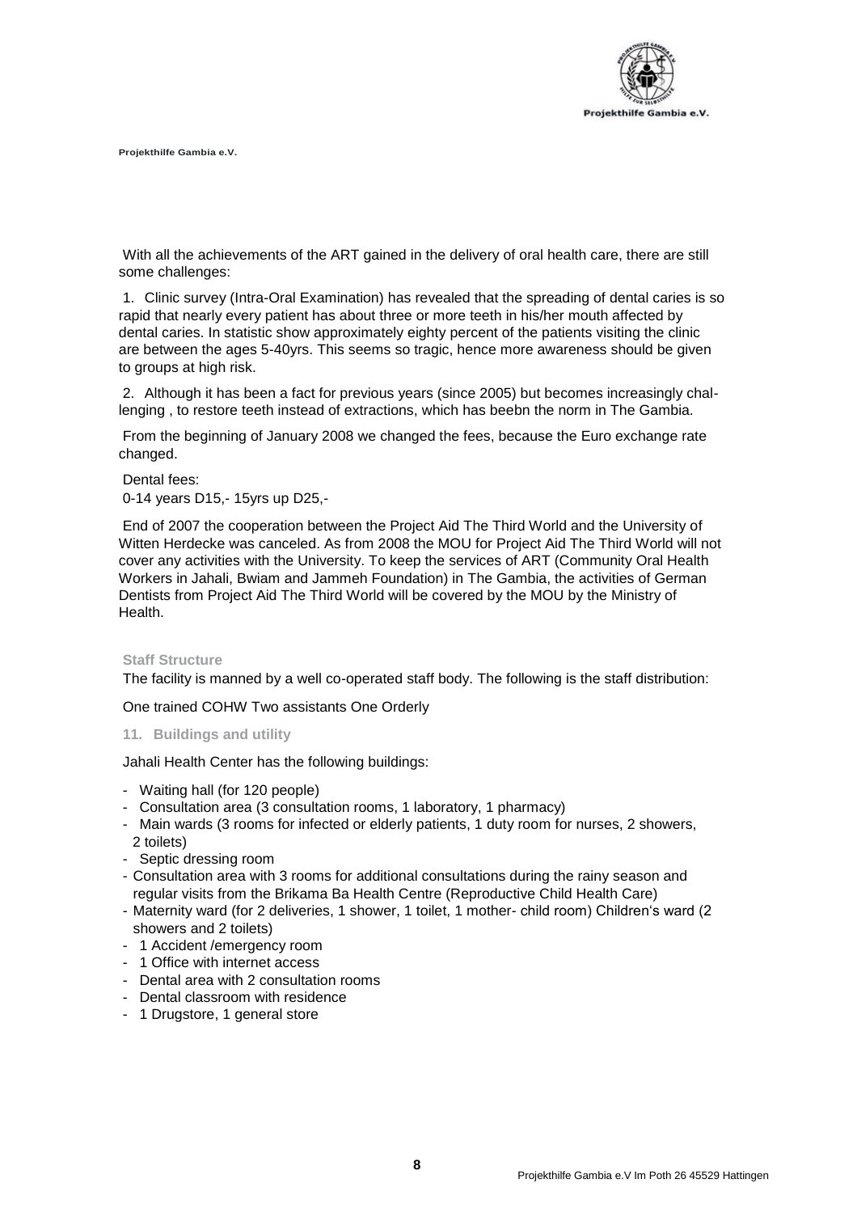With all the achievements of the ART gained in the delivery of oral health care, there are still some challenges:

1. Clinic survey (Intra-Oral Examination) has revealed that the spreading of dental caries is so rapid that nearly every patient has about three or more teeth in his/her mouth affected by dental caries. In statistic show approximately eighty percent of the patients visiting the clinic are between the ages 5-40yrs. This seems so tragic, hence more awareness should be given to groups at high risk.

2. Although it has been a fact for previous years (since 2005) but becomes increasingly challenging , to restore teeth instead of extractions, which has beebn the norm in The Gambia.

From the beginning of January 2008 we changed the fees, because the Euro exchange rate changed.

Dental fees:
0-14 years D15,- 15yrs up D25,-

End of 2007 the cooperation between the Project Aid The Third World and the University of Witten Herdecke was canceled. As from 2008 the MOU for Project Aid The Third World will not cover any activities with the University. To keep the services of ART (Community Oral Health Workers in Jahali, Bwiam and Jammeh Foundation) in The Gambia, the activities of German Dentists from Project Aid The Third World will be covered by the MOU by the Ministry of Health.

### Staff Structure

The facility is manned by a well co-operated staff body. The following is the staff distribution:

One trained COHW Two assistants One Orderly

### 11. Buildings and utility

Jahali Health Center has the following buildings:

- Waiting hall (for 120 people)
- Consultation area (3 consultation rooms, 1 laboratory, 1 pharmacy)
- Main wards (3 rooms for infected or elderly patients, 1 duty room for nurses, 2 showers, 2 toilets)
- Septic dressing room
- Consultation area with 3 rooms for additional consultations during the rainy season and regular visits from the Brikama Ba Health Centre (Reproductive Child Health Care)
- Maternity ward (for 2 deliveries, 1 shower, 1 toilet, 1 mother- child room) Children's ward (2 showers and 2 toilets)
- 1 Accident /emergency room
- 1 Office with internet access
- Dental area with 2 consultation rooms
- Dental classroom with residence
- 1 Drugstore, 1 general store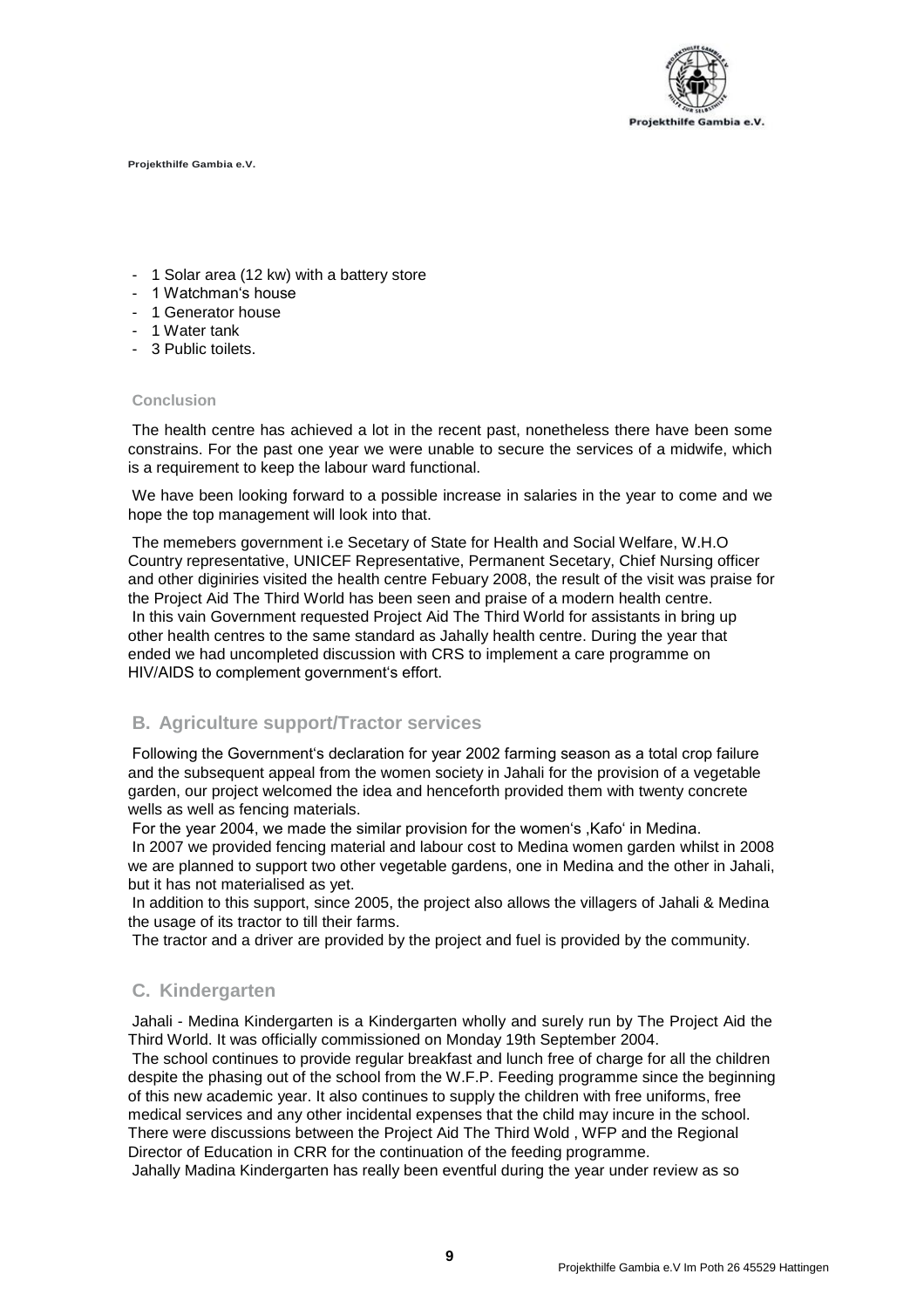- 1 Solar area (12 kw) with a battery store
- 1 Watchman's house
- 1 Generator house
- 1 Water tank
- 3 Public toilets.

**Conclusion**

The health centre has achieved a lot in the recent past, nonetheless there have been some constrains. For the past one year we were unable to secure the services of a midwife, which is a requirement to keep the labour ward functional.

We have been looking forward to a possible increase in salaries in the year to come and we hope the top management will look into that.

The memebers government i.e Secetary of State for Health and Social Welfare, W.H.O Country representative, UNICEF Representative, Permanent Secetary, Chief Nursing officer and other diginiries visited the health centre Febuary 2008, the result of the visit was praise for the Project Aid The Third World has been seen and praise of a modern health centre.
In this vain Government requested Project Aid The Third World for assistants in bring up other health centres to the same standard as Jahally health centre. During the year that ended we had uncompleted discussion with CRS to implement a care programme on HIV/AIDS to complement government's effort.

## B. Agriculture support/Tractor services

Following the Government's declaration for year 2002 farming season as a total crop failure and the subsequent appeal from the women society in Jahali for the provision of a vegetable garden, our project welcomed the idea and henceforth provided them with twenty concrete wells as well as fencing materials.
For the year 2004, we made the similar provision for the women's ‚Kafo' in Medina.
In 2007 we provided fencing material and labour cost to Medina women garden whilst in 2008 we are planned to support two other vegetable gardens, one in Medina and the other in Jahali, but it has not materialised as yet.
In addition to this support, since 2005, the project also allows the villagers of Jahali & Medina the usage of its tractor to till their farms.
The tractor and a driver are provided by the project and fuel is provided by the community.

## C. Kindergarten

Jahali - Medina Kindergarten is a Kindergarten wholly and surely run by The Project Aid the Third World. It was officially commissioned on Monday 19th September 2004.
The school continues to provide regular breakfast and lunch free of charge for all the children despite the phasing out of the school from the W.F.P. Feeding programme since the beginning of this new academic year. It also continues to supply the children with free uniforms, free medical services and any other incidental expenses that the child may incure in the school. There were discussions between the Project Aid The Third Wold , WFP and the Regional Director of Education in CRR for the continuation of the feeding programme.
Jahally Madina Kindergarten has really been eventful during the year under review as so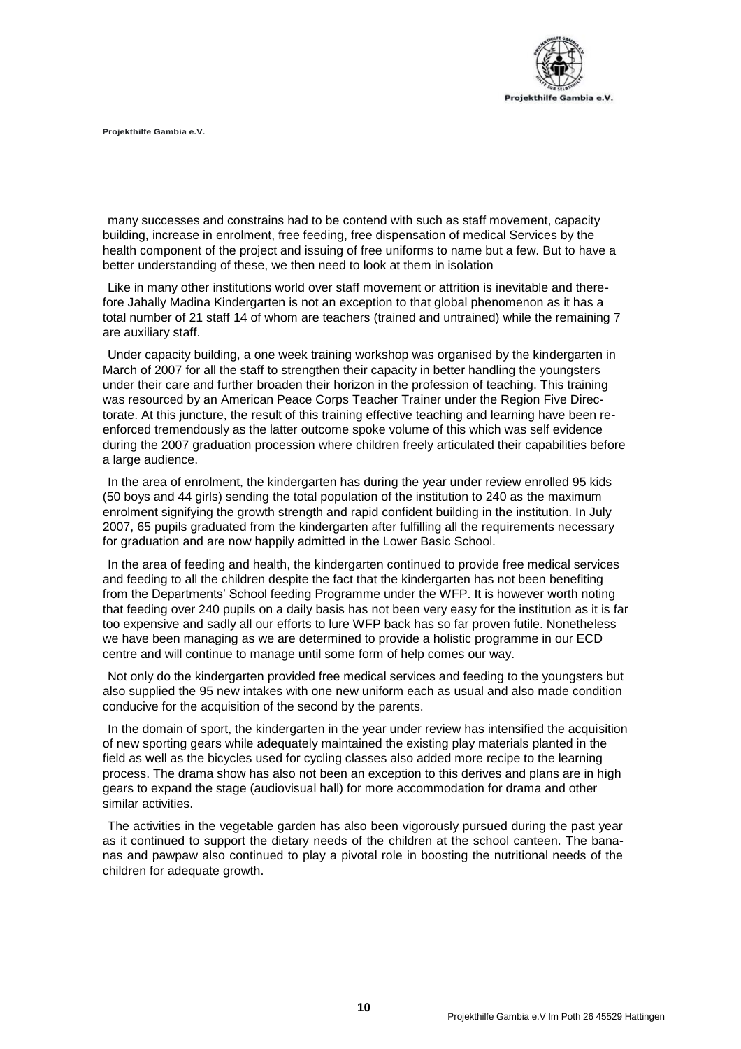many successes and constrains had to be contend with such as staff movement, capacity building, increase in enrolment, free feeding, free dispensation of medical Services by the health component of the project and issuing of free uniforms to name but a few. But to have a better understanding of these, we then need to look at them in isolation

Like in many other institutions world over staff movement or attrition is inevitable and therefore Jahally Madina Kindergarten is not an exception to that global phenomenon as it has a total number of 21 staff 14 of whom are teachers (trained and untrained) while the remaining 7 are auxiliary staff.

Under capacity building, a one week training workshop was organised by the kindergarten in March of 2007 for all the staff to strengthen their capacity in better handling the youngsters under their care and further broaden their horizon in the profession of teaching. This training was resourced by an American Peace Corps Teacher Trainer under the Region Five Directorate. At this juncture, the result of this training effective teaching and learning have been reenforced tremendously as the latter outcome spoke volume of this which was self evidence during the 2007 graduation procession where children freely articulated their capabilities before a large audience.

In the area of enrolment, the kindergarten has during the year under review enrolled 95 kids (50 boys and 44 girls) sending the total population of the institution to 240 as the maximum enrolment signifying the growth strength and rapid confident building in the institution. In July 2007, 65 pupils graduated from the kindergarten after fulfilling all the requirements necessary for graduation and are now happily admitted in the Lower Basic School.

In the area of feeding and health, the kindergarten continued to provide free medical services and feeding to all the children despite the fact that the kindergarten has not been benefiting from the Departments' School feeding Programme under the WFP. It is however worth noting that feeding over 240 pupils on a daily basis has not been very easy for the institution as it is far too expensive and sadly all our efforts to lure WFP back has so far proven futile. Nonetheless we have been managing as we are determined to provide a holistic programme in our ECD centre and will continue to manage until some form of help comes our way.

Not only do the kindergarten provided free medical services and feeding to the youngsters but also supplied the 95 new intakes with one new uniform each as usual and also made condition conducive for the acquisition of the second by the parents.

In the domain of sport, the kindergarten in the year under review has intensified the acquisition of new sporting gears while adequately maintained the existing play materials planted in the field as well as the bicycles used for cycling classes also added more recipe to the learning process. The drama show has also not been an exception to this derives and plans are in high gears to expand the stage (audiovisual hall) for more accommodation for drama and other similar activities.

The activities in the vegetable garden has also been vigorously pursued during the past year as it continued to support the dietary needs of the children at the school canteen. The bananas and pawpaw also continued to play a pivotal role in boosting the nutritional needs of the children for adequate growth.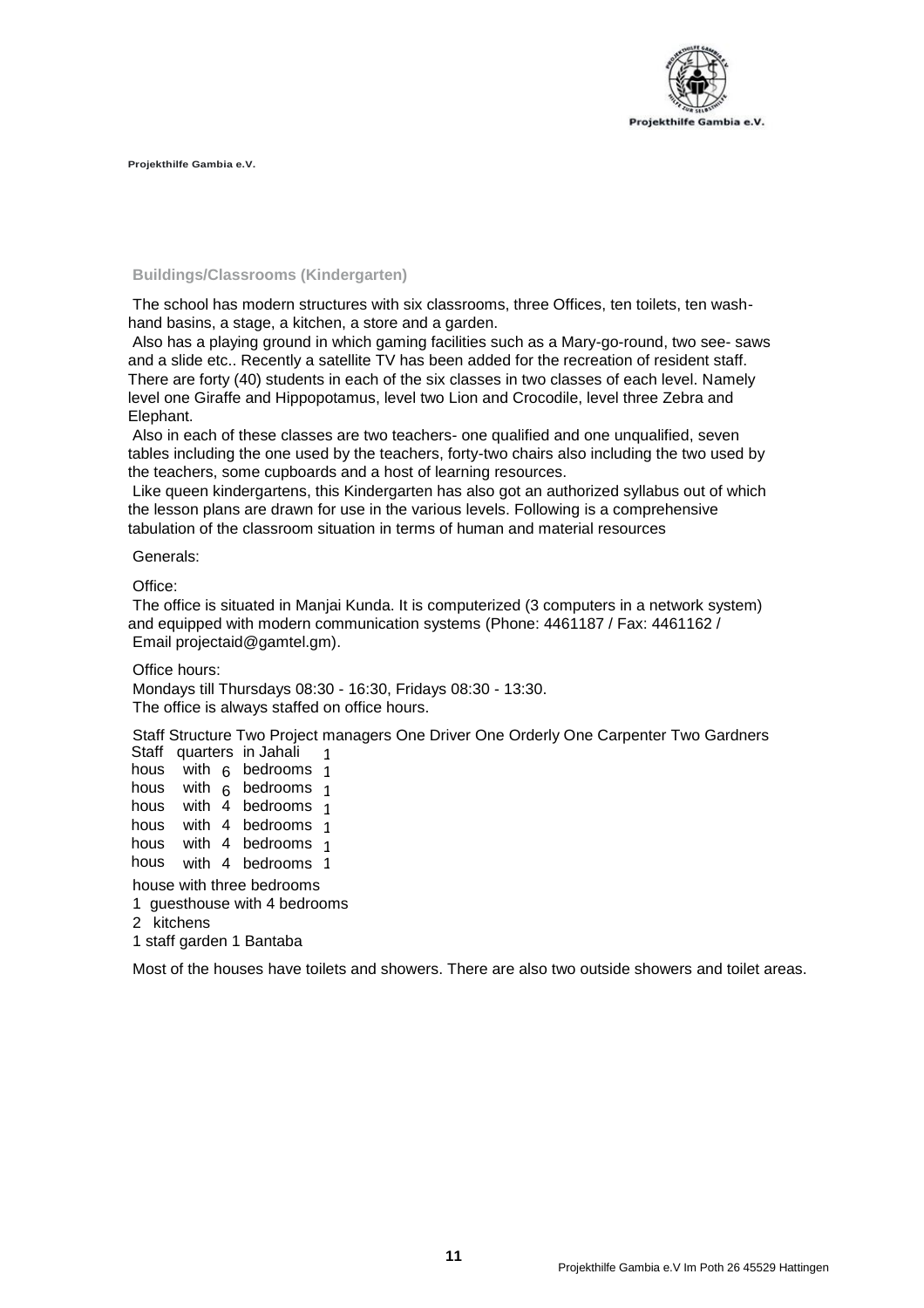**Buildings/Classrooms (Kindergarten)**

The school has modern structures with six classrooms, three Offices, ten toilets, ten wash-hand basins, a stage, a kitchen, a store and a garden.

Also has a playing ground in which gaming facilities such as a Mary-go-round, two see- saws and a slide etc.. Recently a satellite TV has been added for the recreation of resident staff. There are forty (40) students in each of the six classes in two classes of each level. Namely level one Giraffe and Hippopotamus, level two Lion and Crocodile, level three Zebra and Elephant.

Also in each of these classes are two teachers- one qualified and one unqualified, seven tables including the one used by the teachers, forty-two chairs also including the two used by the teachers, some cupboards and a host of learning resources.

Like queen kindergartens, this Kindergarten has also got an authorized syllabus out of which the lesson plans are drawn for use in the various levels. Following is a comprehensive tabulation of the classroom situation in terms of human and material resources

Generals:

Office:

The office is situated in Manjai Kunda. It is computerized (3 computers in a network system) and equipped with modern communication systems (Phone: 4461187 / Fax: 4461162 / Email projectaid@gamtel.gm).

Office hours:

Mondays till Thursdays 08:30 - 16:30, Fridays 08:30 - 13:30.
The office is always staffed on office hours.

Staff Structure Two Project managers One Driver One Orderly One Carpenter Two Gardners

Staff quarters in Jahali
1 hous with 6 bedrooms
1 hous with 6 bedrooms
1 hous with 4 bedrooms
1 hous with 4 bedrooms
1 hous with 4 bedrooms
1 hous with 4 bedrooms
1 house with three bedrooms
1 guesthouse with 4 bedrooms
2 kitchens
1 staff garden 1 Bantaba

Most of the houses have toilets and showers. There are also two outside showers and toilet areas.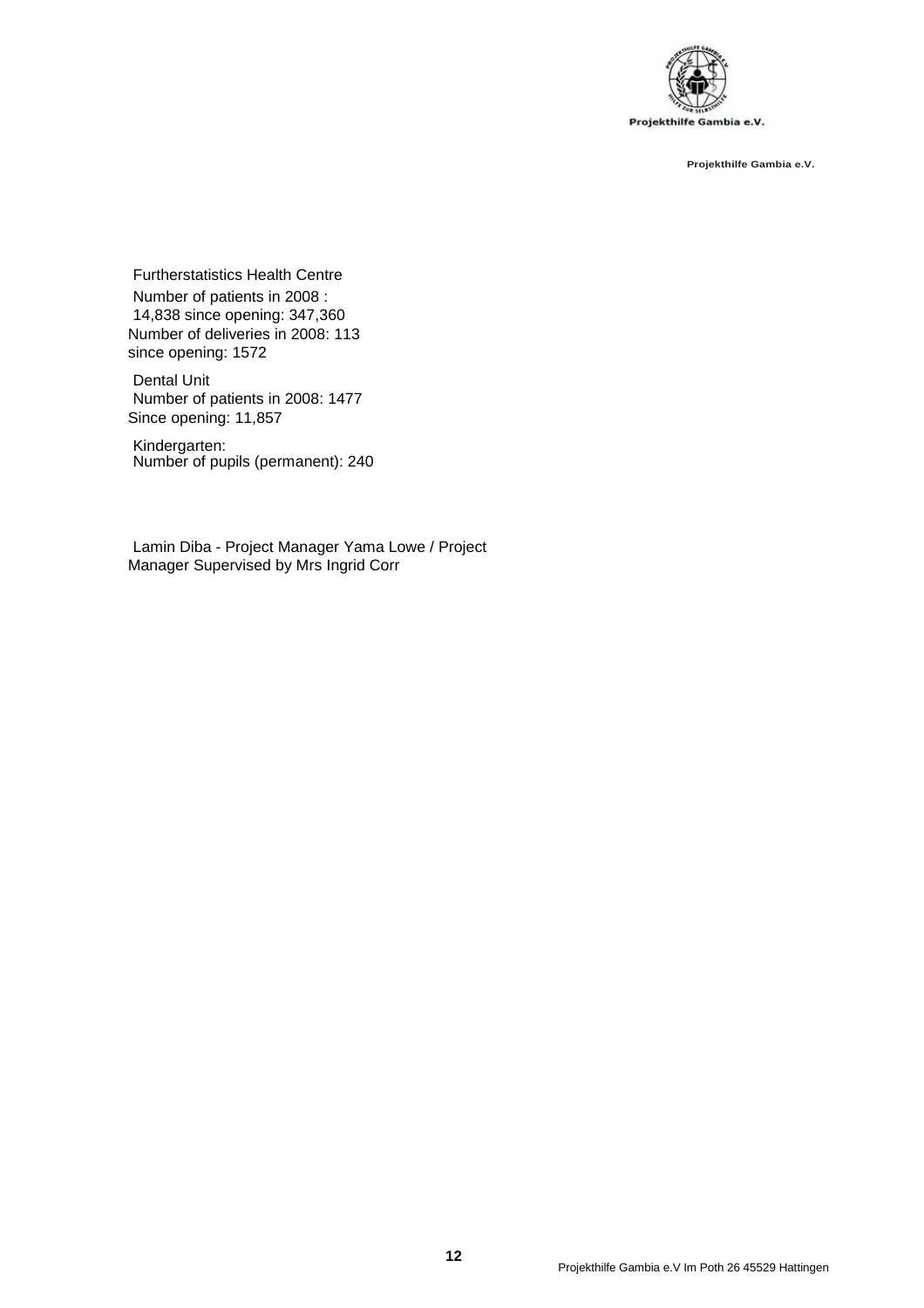Furtherstatistics Health Centre
Number of patients in 2008 :
14,838 since opening: 347,360
Number of deliveries in 2008: 113
since opening: 1572

Dental Unit
Number of patients in 2008: 1477
Since opening: 11,857

Kindergarten:
Number of pupils (permanent): 240

Lamin Diba - Project Manager Yama Lowe / Project Manager Supervised by Mrs Ingrid Corr